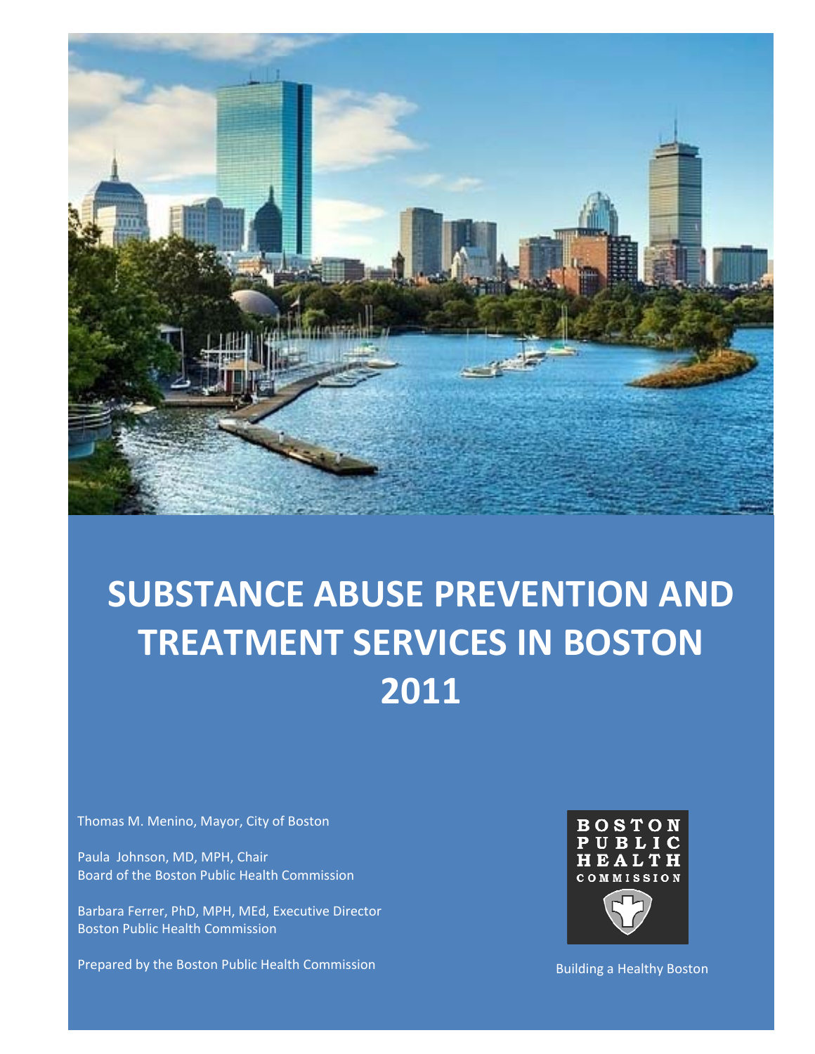# SUBSTANCE ABUSE PREVENTION AND TREATMENT SERVICES IN BOSTON 2011

Thomas M. Menino, Mayor, City of Boston

Paula Johnson, MD, MPH, Chair
Board of the Boston Public Health Commission

Barbara Ferrer, PhD, MPH, MEd, Executive Director
Boston Public Health Commission

Prepared by the Boston Public Health Commission

BOSTON PUBLIC HEALTH COMMISSION

Building a Healthy Boston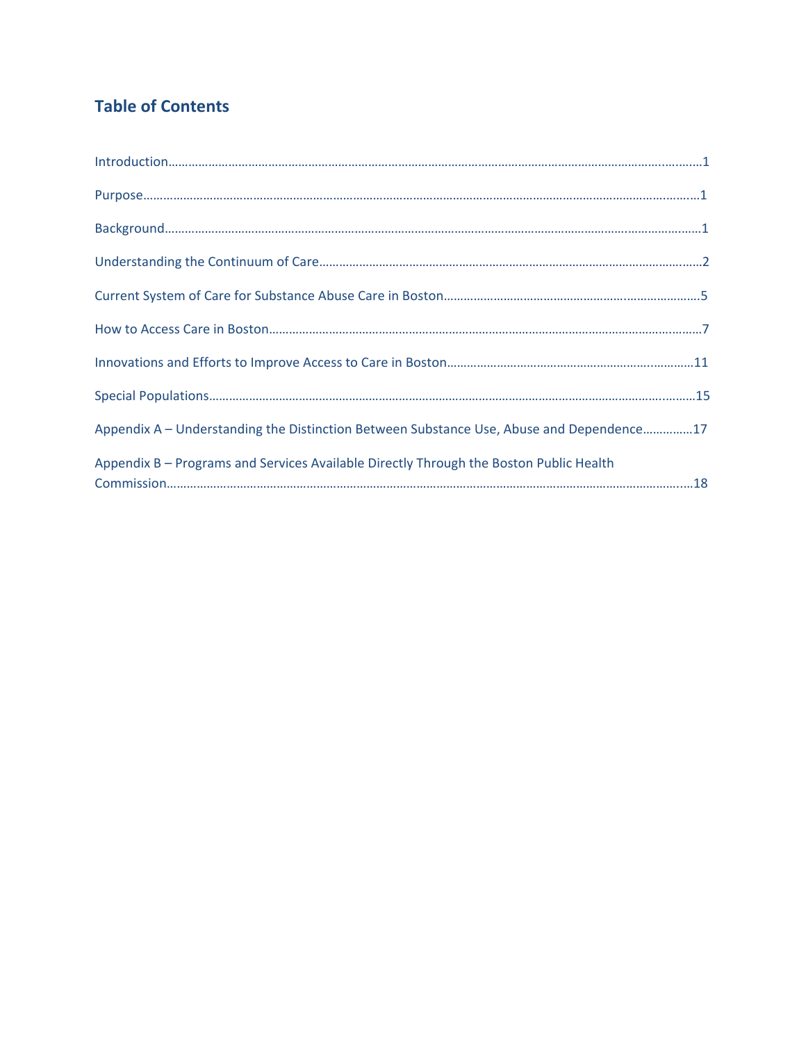## Table of Contents

Introduction……………………………………………………………………………………………………………………………………1

Purpose……………………………………………………………………………………………………………………………………………1

Background………………………………………………………………………………………………………………………………………1

Understanding the Continuum of Care……………………………………………………………………………………………2

Current System of Care for Substance Abuse Care in Boston……………………………………………………………5

How to Access Care in Boston………………………………………………………………………………………………………7

Innovations and Efforts to Improve Access to Care in Boston…………………………………………………………11

Special Populations……………………………………………………………………………………………………………………15

Appendix A – Understanding the Distinction Between Substance Use, Abuse and Dependence……………17

Appendix B – Programs and Services Available Directly Through the Boston Public Health Commission……………………………………………………………………………………………………………………………18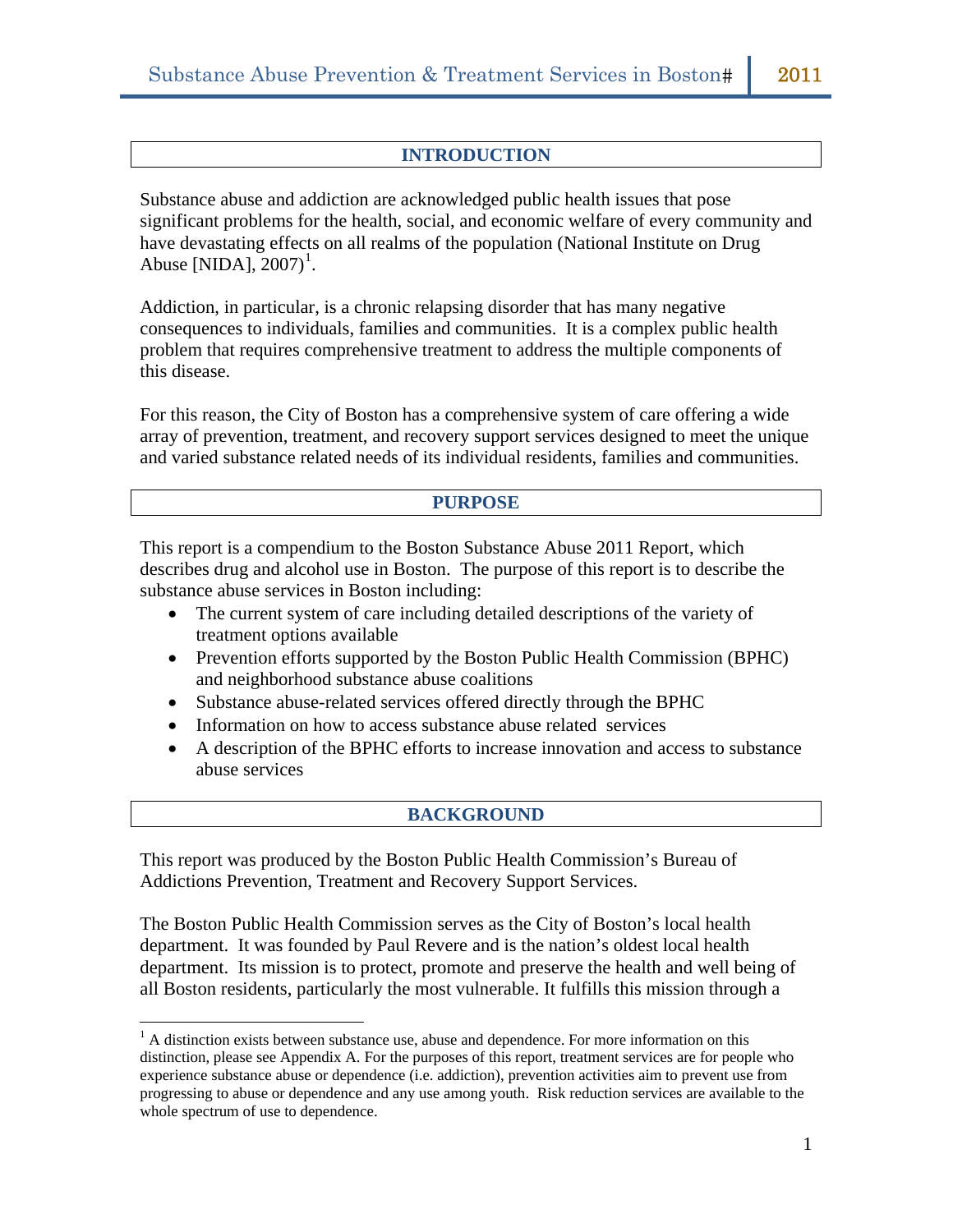## INTRODUCTION

Substance abuse and addiction are acknowledged public health issues that pose significant problems for the health, social, and economic welfare of every community and have devastating effects on all realms of the population (National Institute on Drug Abuse [NIDA], 2007)[1].

Addiction, in particular, is a chronic relapsing disorder that has many negative consequences to individuals, families and communities. It is a complex public health problem that requires comprehensive treatment to address the multiple components of this disease.

For this reason, the City of Boston has a comprehensive system of care offering a wide array of prevention, treatment, and recovery support services designed to meet the unique and varied substance related needs of its individual residents, families and communities.

## PURPOSE

This report is a compendium to the Boston Substance Abuse 2011 Report, which describes drug and alcohol use in Boston. The purpose of this report is to describe the substance abuse services in Boston including:

- The current system of care including detailed descriptions of the variety of treatment options available
- Prevention efforts supported by the Boston Public Health Commission (BPHC) and neighborhood substance abuse coalitions
- Substance abuse-related services offered directly through the BPHC
- Information on how to access substance abuse related services
- A description of the BPHC efforts to increase innovation and access to substance abuse services

## BACKGROUND

This report was produced by the Boston Public Health Commission's Bureau of Addictions Prevention, Treatment and Recovery Support Services.

The Boston Public Health Commission serves as the City of Boston's local health department. It was founded by Paul Revere and is the nation's oldest local health department. Its mission is to protect, promote and preserve the health and well being of all Boston residents, particularly the most vulnerable. It fulfills this mission through a

[1] A distinction exists between substance use, abuse and dependence. For more information on this distinction, please see Appendix A. For the purposes of this report, treatment services are for people who experience substance abuse or dependence (i.e. addiction), prevention activities aim to prevent use from progressing to abuse or dependence and any use among youth. Risk reduction services are available to the whole spectrum of use to dependence.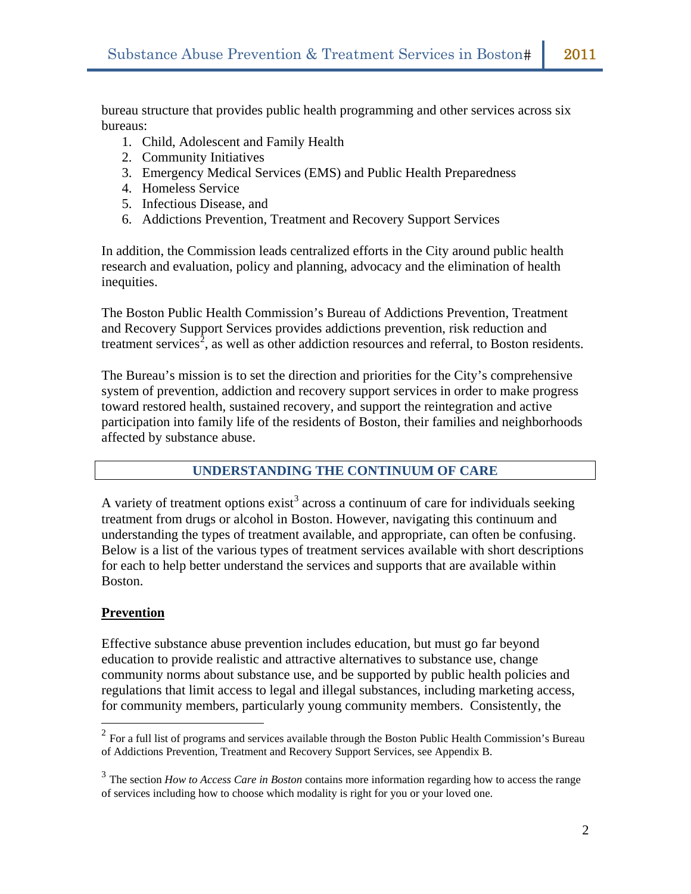bureau structure that provides public health programming and other services across six bureaus:

1. Child, Adolescent and Family Health
2. Community Initiatives
3. Emergency Medical Services (EMS) and Public Health Preparedness
4. Homeless Service
5. Infectious Disease, and
6. Addictions Prevention, Treatment and Recovery Support Services

In addition, the Commission leads centralized efforts in the City around public health research and evaluation, policy and planning, advocacy and the elimination of health inequities.

The Boston Public Health Commission's Bureau of Addictions Prevention, Treatment and Recovery Support Services provides addictions prevention, risk reduction and treatment services[2], as well as other addiction resources and referral, to Boston residents.

The Bureau's mission is to set the direction and priorities for the City's comprehensive system of prevention, addiction and recovery support services in order to make progress toward restored health, sustained recovery, and support the reintegration and active participation into family life of the residents of Boston, their families and neighborhoods affected by substance abuse.

## UNDERSTANDING THE CONTINUUM OF CARE

A variety of treatment options exist[3] across a continuum of care for individuals seeking treatment from drugs or alcohol in Boston. However, navigating this continuum and understanding the types of treatment available, and appropriate, can often be confusing. Below is a list of the various types of treatment services available with short descriptions for each to help better understand the services and supports that are available within Boston.

### Prevention

Effective substance abuse prevention includes education, but must go far beyond education to provide realistic and attractive alternatives to substance use, change community norms about substance use, and be supported by public health policies and regulations that limit access to legal and illegal substances, including marketing access, for community members, particularly young community members. Consistently, the

---

[2] For a full list of programs and services available through the Boston Public Health Commission's Bureau of Addictions Prevention, Treatment and Recovery Support Services, see Appendix B.

[3] The section *How to Access Care in Boston* contains more information regarding how to access the range of services including how to choose which modality is right for you or your loved one.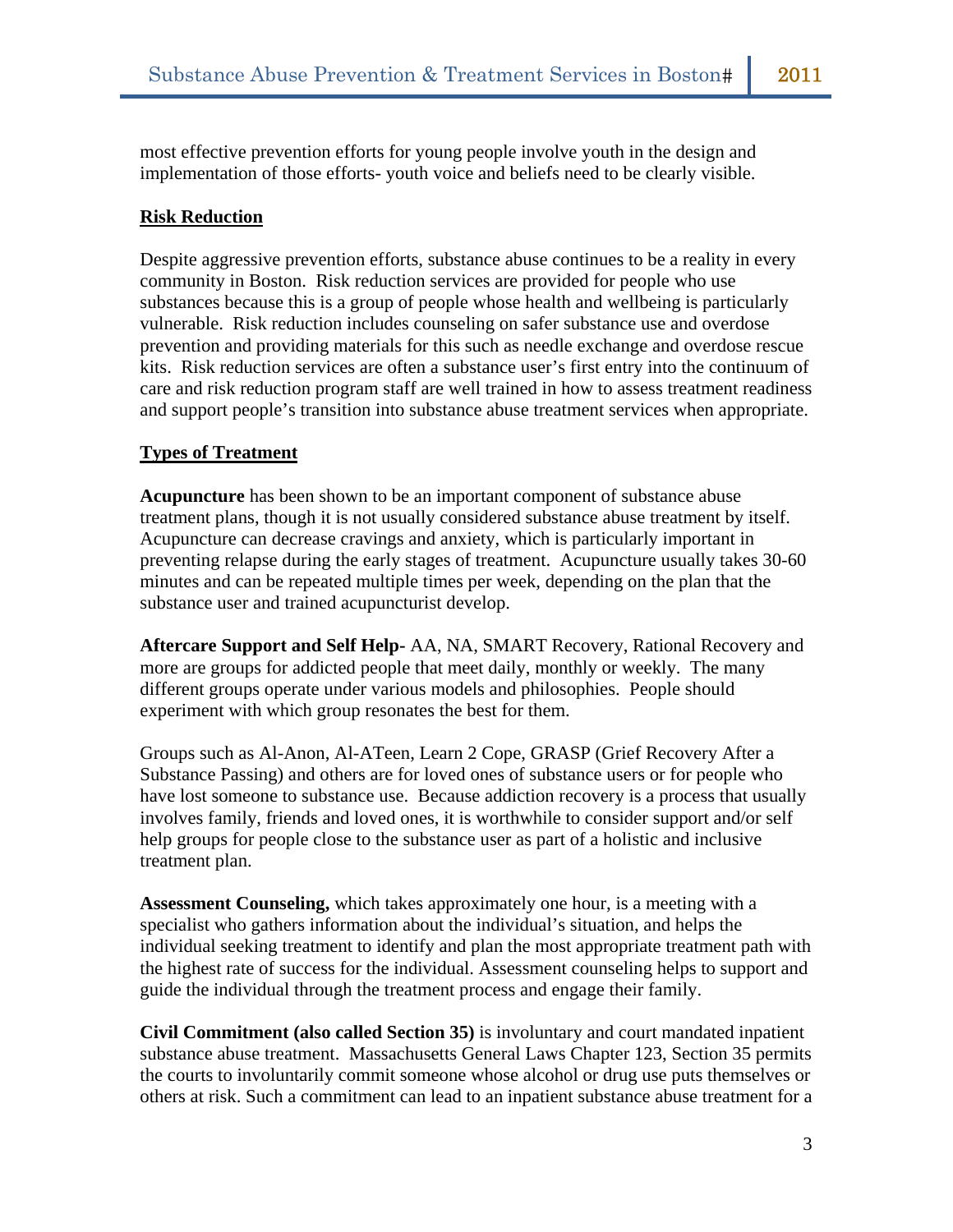most effective prevention efforts for young people involve youth in the design and implementation of those efforts- youth voice and beliefs need to be clearly visible.

## Risk Reduction

Despite aggressive prevention efforts, substance abuse continues to be a reality in every community in Boston. Risk reduction services are provided for people who use substances because this is a group of people whose health and wellbeing is particularly vulnerable. Risk reduction includes counseling on safer substance use and overdose prevention and providing materials for this such as needle exchange and overdose rescue kits. Risk reduction services are often a substance user's first entry into the continuum of care and risk reduction program staff are well trained in how to assess treatment readiness and support people's transition into substance abuse treatment services when appropriate.

## Types of Treatment

**Acupuncture** has been shown to be an important component of substance abuse treatment plans, though it is not usually considered substance abuse treatment by itself. Acupuncture can decrease cravings and anxiety, which is particularly important in preventing relapse during the early stages of treatment. Acupuncture usually takes 30-60 minutes and can be repeated multiple times per week, depending on the plan that the substance user and trained acupuncturist develop.

**Aftercare Support and Self Help-** AA, NA, SMART Recovery, Rational Recovery and more are groups for addicted people that meet daily, monthly or weekly. The many different groups operate under various models and philosophies. People should experiment with which group resonates the best for them.

Groups such as Al-Anon, Al-ATeen, Learn 2 Cope, GRASP (Grief Recovery After a Substance Passing) and others are for loved ones of substance users or for people who have lost someone to substance use. Because addiction recovery is a process that usually involves family, friends and loved ones, it is worthwhile to consider support and/or self help groups for people close to the substance user as part of a holistic and inclusive treatment plan.

**Assessment Counseling,** which takes approximately one hour, is a meeting with a specialist who gathers information about the individual's situation, and helps the individual seeking treatment to identify and plan the most appropriate treatment path with the highest rate of success for the individual. Assessment counseling helps to support and guide the individual through the treatment process and engage their family.

**Civil Commitment (also called Section 35)** is involuntary and court mandated inpatient substance abuse treatment. Massachusetts General Laws Chapter 123, Section 35 permits the courts to involuntarily commit someone whose alcohol or drug use puts themselves or others at risk. Such a commitment can lead to an inpatient substance abuse treatment for a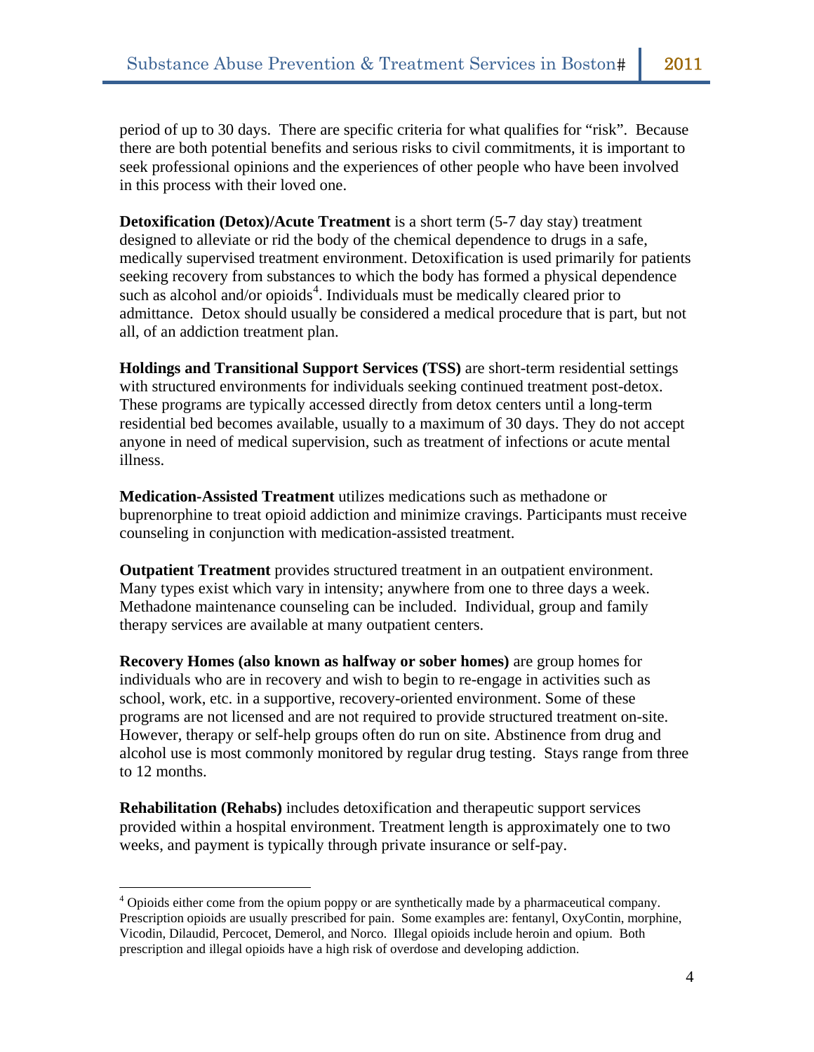period of up to 30 days. There are specific criteria for what qualifies for "risk". Because there are both potential benefits and serious risks to civil commitments, it is important to seek professional opinions and the experiences of other people who have been involved in this process with their loved one.

**Detoxification (Detox)/Acute Treatment** is a short term (5-7 day stay) treatment designed to alleviate or rid the body of the chemical dependence to drugs in a safe, medically supervised treatment environment. Detoxification is used primarily for patients seeking recovery from substances to which the body has formed a physical dependence such as alcohol and/or opioids[4]. Individuals must be medically cleared prior to admittance. Detox should usually be considered a medical procedure that is part, but not all, of an addiction treatment plan.

**Holdings and Transitional Support Services (TSS)** are short-term residential settings with structured environments for individuals seeking continued treatment post-detox. These programs are typically accessed directly from detox centers until a long-term residential bed becomes available, usually to a maximum of 30 days. They do not accept anyone in need of medical supervision, such as treatment of infections or acute mental illness.

**Medication-Assisted Treatment** utilizes medications such as methadone or buprenorphine to treat opioid addiction and minimize cravings. Participants must receive counseling in conjunction with medication-assisted treatment.

**Outpatient Treatment** provides structured treatment in an outpatient environment. Many types exist which vary in intensity; anywhere from one to three days a week. Methadone maintenance counseling can be included. Individual, group and family therapy services are available at many outpatient centers.

**Recovery Homes (also known as halfway or sober homes)** are group homes for individuals who are in recovery and wish to begin to re-engage in activities such as school, work, etc. in a supportive, recovery-oriented environment. Some of these programs are not licensed and are not required to provide structured treatment on-site. However, therapy or self-help groups often do run on site. Abstinence from drug and alcohol use is most commonly monitored by regular drug testing. Stays range from three to 12 months.

**Rehabilitation (Rehabs)** includes detoxification and therapeutic support services provided within a hospital environment. Treatment length is approximately one to two weeks, and payment is typically through private insurance or self-pay.

---

[4] Opioids either come from the opium poppy or are synthetically made by a pharmaceutical company. Prescription opioids are usually prescribed for pain. Some examples are: fentanyl, OxyContin, morphine, Vicodin, Dilaudid, Percocet, Demerol, and Norco. Illegal opioids include heroin and opium. Both prescription and illegal opioids have a high risk of overdose and developing addiction.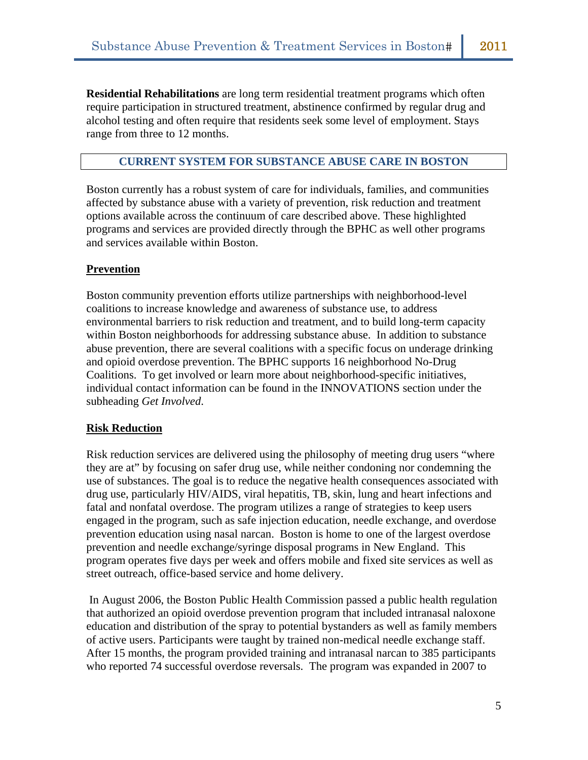**Residential Rehabilitations** are long term residential treatment programs which often require participation in structured treatment, abstinence confirmed by regular drug and alcohol testing and often require that residents seek some level of employment. Stays range from three to 12 months.

## CURRENT SYSTEM FOR SUBSTANCE ABUSE CARE IN BOSTON

Boston currently has a robust system of care for individuals, families, and communities affected by substance abuse with a variety of prevention, risk reduction and treatment options available across the continuum of care described above. These highlighted programs and services are provided directly through the BPHC as well other programs and services available within Boston.

### Prevention

Boston community prevention efforts utilize partnerships with neighborhood-level coalitions to increase knowledge and awareness of substance use, to address environmental barriers to risk reduction and treatment, and to build long-term capacity within Boston neighborhoods for addressing substance abuse. In addition to substance abuse prevention, there are several coalitions with a specific focus on underage drinking and opioid overdose prevention. The BPHC supports 16 neighborhood No-Drug Coalitions. To get involved or learn more about neighborhood-specific initiatives, individual contact information can be found in the INNOVATIONS section under the subheading *Get Involved*.

### Risk Reduction

Risk reduction services are delivered using the philosophy of meeting drug users "where they are at" by focusing on safer drug use, while neither condoning nor condemning the use of substances. The goal is to reduce the negative health consequences associated with drug use, particularly HIV/AIDS, viral hepatitis, TB, skin, lung and heart infections and fatal and nonfatal overdose. The program utilizes a range of strategies to keep users engaged in the program, such as safe injection education, needle exchange, and overdose prevention education using nasal narcan. Boston is home to one of the largest overdose prevention and needle exchange/syringe disposal programs in New England. This program operates five days per week and offers mobile and fixed site services as well as street outreach, office-based service and home delivery.

In August 2006, the Boston Public Health Commission passed a public health regulation that authorized an opioid overdose prevention program that included intranasal naloxone education and distribution of the spray to potential bystanders as well as family members of active users. Participants were taught by trained non-medical needle exchange staff. After 15 months, the program provided training and intranasal narcan to 385 participants who reported 74 successful overdose reversals. The program was expanded in 2007 to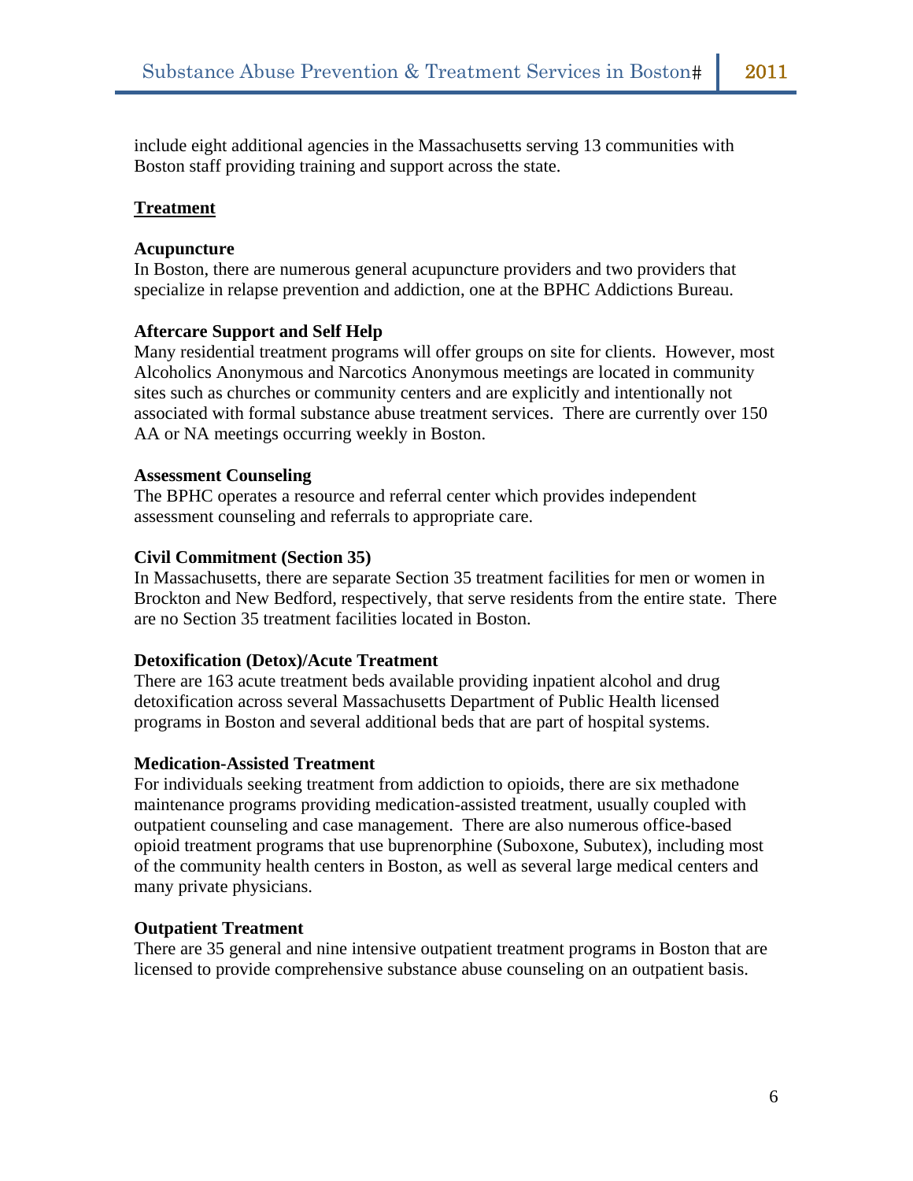include eight additional agencies in the Massachusetts serving 13 communities with Boston staff providing training and support across the state.

## Treatment

### Acupuncture

In Boston, there are numerous general acupuncture providers and two providers that specialize in relapse prevention and addiction, one at the BPHC Addictions Bureau.

### Aftercare Support and Self Help

Many residential treatment programs will offer groups on site for clients. However, most Alcoholics Anonymous and Narcotics Anonymous meetings are located in community sites such as churches or community centers and are explicitly and intentionally not associated with formal substance abuse treatment services. There are currently over 150 AA or NA meetings occurring weekly in Boston.

### Assessment Counseling

The BPHC operates a resource and referral center which provides independent assessment counseling and referrals to appropriate care.

### Civil Commitment (Section 35)

In Massachusetts, there are separate Section 35 treatment facilities for men or women in Brockton and New Bedford, respectively, that serve residents from the entire state. There are no Section 35 treatment facilities located in Boston.

### Detoxification (Detox)/Acute Treatment

There are 163 acute treatment beds available providing inpatient alcohol and drug detoxification across several Massachusetts Department of Public Health licensed programs in Boston and several additional beds that are part of hospital systems.

### Medication-Assisted Treatment

For individuals seeking treatment from addiction to opioids, there are six methadone maintenance programs providing medication-assisted treatment, usually coupled with outpatient counseling and case management. There are also numerous office-based opioid treatment programs that use buprenorphine (Suboxone, Subutex), including most of the community health centers in Boston, as well as several large medical centers and many private physicians.

### Outpatient Treatment

There are 35 general and nine intensive outpatient treatment programs in Boston that are licensed to provide comprehensive substance abuse counseling on an outpatient basis.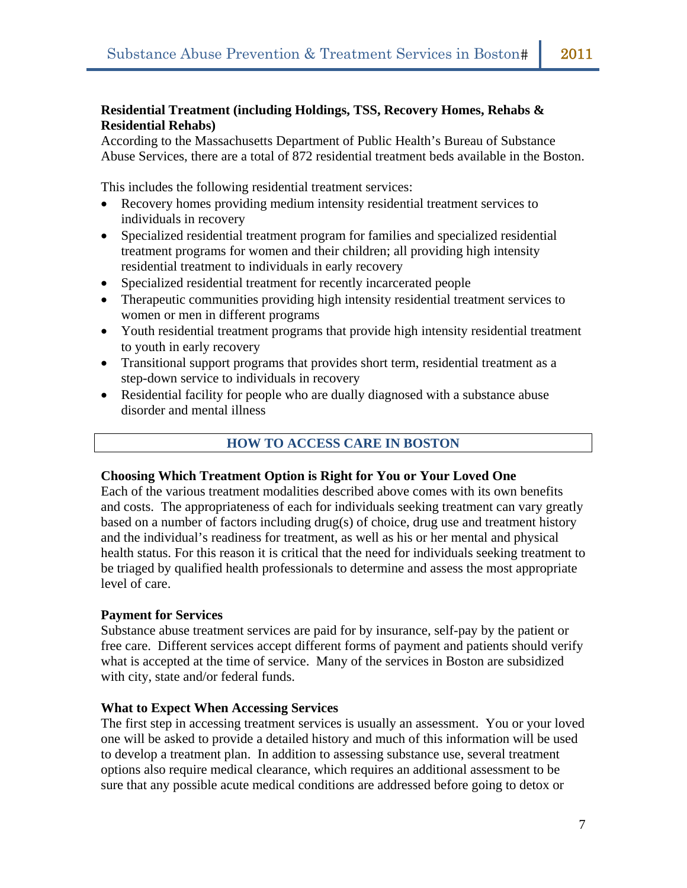**Residential Treatment (including Holdings, TSS, Recovery Homes, Rehabs & Residential Rehabs)**

According to the Massachusetts Department of Public Health's Bureau of Substance Abuse Services, there are a total of 872 residential treatment beds available in the Boston.

This includes the following residential treatment services:

- Recovery homes providing medium intensity residential treatment services to individuals in recovery
- Specialized residential treatment program for families and specialized residential treatment programs for women and their children; all providing high intensity residential treatment to individuals in early recovery
- Specialized residential treatment for recently incarcerated people
- Therapeutic communities providing high intensity residential treatment services to women or men in different programs
- Youth residential treatment programs that provide high intensity residential treatment to youth in early recovery
- Transitional support programs that provides short term, residential treatment as a step-down service to individuals in recovery
- Residential facility for people who are dually diagnosed with a substance abuse disorder and mental illness

## HOW TO ACCESS CARE IN BOSTON

**Choosing Which Treatment Option is Right for You or Your Loved One**

Each of the various treatment modalities described above comes with its own benefits and costs. The appropriateness of each for individuals seeking treatment can vary greatly based on a number of factors including drug(s) of choice, drug use and treatment history and the individual's readiness for treatment, as well as his or her mental and physical health status. For this reason it is critical that the need for individuals seeking treatment to be triaged by qualified health professionals to determine and assess the most appropriate level of care.

**Payment for Services**

Substance abuse treatment services are paid for by insurance, self-pay by the patient or free care. Different services accept different forms of payment and patients should verify what is accepted at the time of service. Many of the services in Boston are subsidized with city, state and/or federal funds.

**What to Expect When Accessing Services**

The first step in accessing treatment services is usually an assessment. You or your loved one will be asked to provide a detailed history and much of this information will be used to develop a treatment plan. In addition to assessing substance use, several treatment options also require medical clearance, which requires an additional assessment to be sure that any possible acute medical conditions are addressed before going to detox or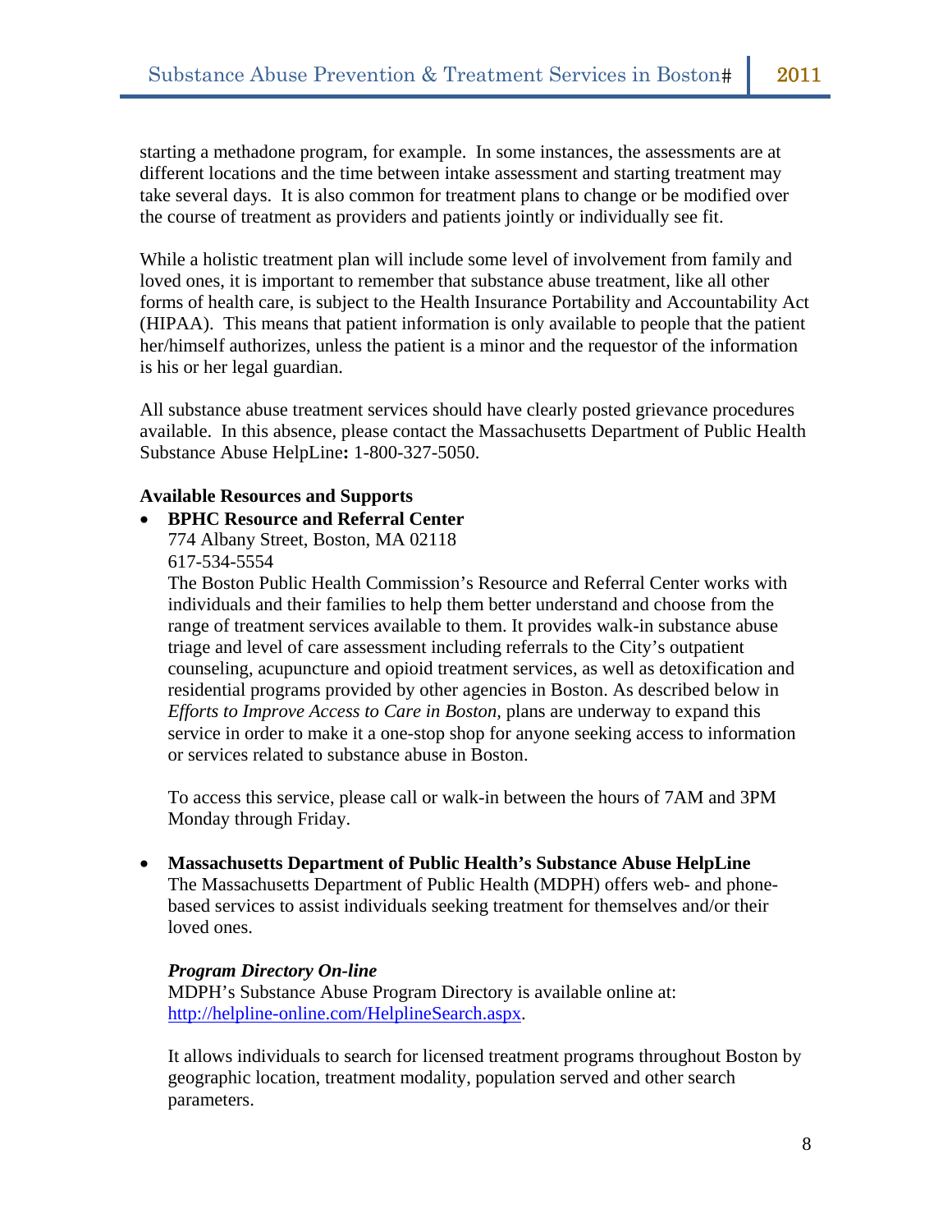starting a methadone program, for example. In some instances, the assessments are at different locations and the time between intake assessment and starting treatment may take several days. It is also common for treatment plans to change or be modified over the course of treatment as providers and patients jointly or individually see fit.

While a holistic treatment plan will include some level of involvement from family and loved ones, it is important to remember that substance abuse treatment, like all other forms of health care, is subject to the Health Insurance Portability and Accountability Act (HIPAA). This means that patient information is only available to people that the patient her/himself authorizes, unless the patient is a minor and the requestor of the information is his or her legal guardian.

All substance abuse treatment services should have clearly posted grievance procedures available. In this absence, please contact the Massachusetts Department of Public Health Substance Abuse HelpLine**:** 1-800-327-5050.

**Available Resources and Supports**

- **BPHC Resource and Referral Center**
  774 Albany Street, Boston, MA 02118
  617-534-5554
  The Boston Public Health Commission's Resource and Referral Center works with individuals and their families to help them better understand and choose from the range of treatment services available to them. It provides walk-in substance abuse triage and level of care assessment including referrals to the City's outpatient counseling, acupuncture and opioid treatment services, as well as detoxification and residential programs provided by other agencies in Boston. As described below in *Efforts to Improve Access to Care in Boston,* plans are underway to expand this service in order to make it a one-stop shop for anyone seeking access to information or services related to substance abuse in Boston.

  To access this service, please call or walk-in between the hours of 7AM and 3PM Monday through Friday.

- **Massachusetts Department of Public Health's Substance Abuse HelpLine**
  The Massachusetts Department of Public Health (MDPH) offers web- and phone-based services to assist individuals seeking treatment for themselves and/or their loved ones.

  ***Program Directory On-line***
  MDPH's Substance Abuse Program Directory is available online at: [http://helpline-online.com/HelplineSearch.aspx](http://helpline-online.com/HelplineSearch.aspx).

  It allows individuals to search for licensed treatment programs throughout Boston by geographic location, treatment modality, population served and other search parameters.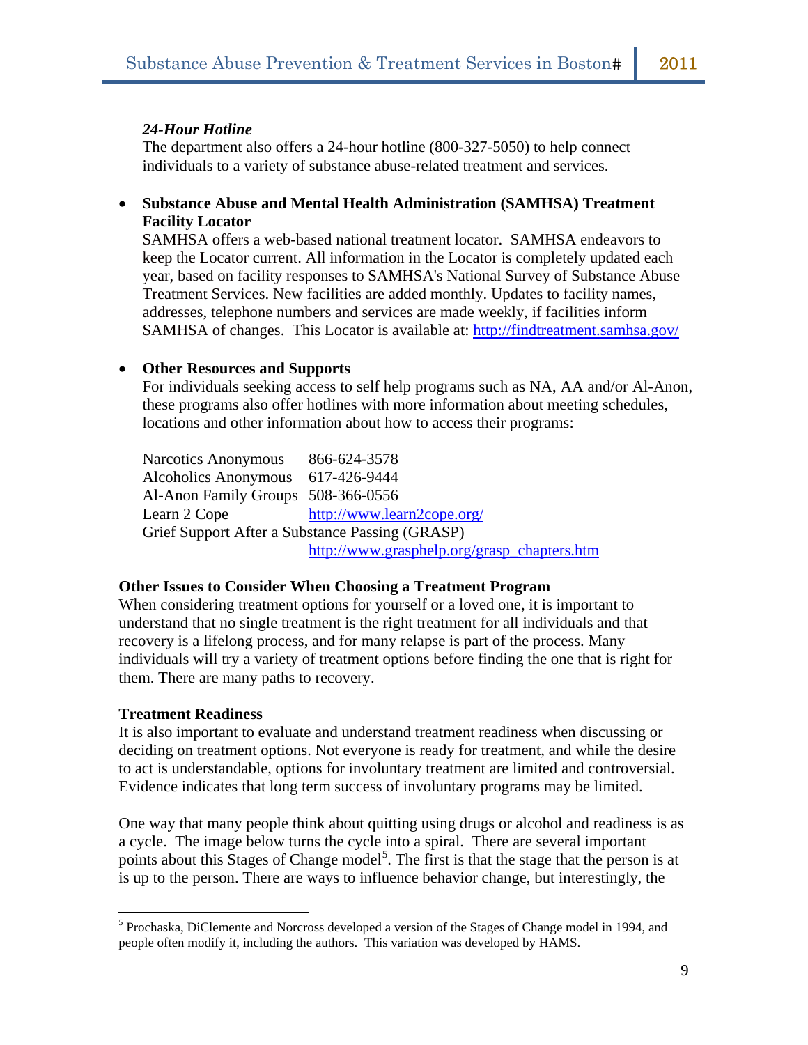*24-Hour Hotline*

The department also offers a 24-hour hotline (800-327-5050) to help connect individuals to a variety of substance abuse-related treatment and services.

- **Substance Abuse and Mental Health Administration (SAMHSA) Treatment Facility Locator**
  SAMHSA offers a web-based national treatment locator. SAMHSA endeavors to keep the Locator current. All information in the Locator is completely updated each year, based on facility responses to SAMHSA's National Survey of Substance Abuse Treatment Services. New facilities are added monthly. Updates to facility names, addresses, telephone numbers and services are made weekly, if facilities inform SAMHSA of changes. This Locator is available at: http://findtreatment.samhsa.gov/

- **Other Resources and Supports**
  For individuals seeking access to self help programs such as NA, AA and/or Al-Anon, these programs also offer hotlines with more information about meeting schedules, locations and other information about how to access their programs:

  Narcotics Anonymous 866-624-3578
  Alcoholics Anonymous 617-426-9444
  Al-Anon Family Groups 508-366-0556
  Learn 2 Cope http://www.learn2cope.org/
  Grief Support After a Substance Passing (GRASP)
  http://www.grasphelp.org/grasp_chapters.htm

**Other Issues to Consider When Choosing a Treatment Program**

When considering treatment options for yourself or a loved one, it is important to understand that no single treatment is the right treatment for all individuals and that recovery is a lifelong process, and for many relapse is part of the process. Many individuals will try a variety of treatment options before finding the one that is right for them. There are many paths to recovery.

**Treatment Readiness**

It is also important to evaluate and understand treatment readiness when discussing or deciding on treatment options. Not everyone is ready for treatment, and while the desire to act is understandable, options for involuntary treatment are limited and controversial. Evidence indicates that long term success of involuntary programs may be limited.

One way that many people think about quitting using drugs or alcohol and readiness is as a cycle. The image below turns the cycle into a spiral. There are several important points about this Stages of Change model[5]. The first is that the stage that the person is at is up to the person. There are ways to influence behavior change, but interestingly, the

---

[5] Prochaska, DiClemente and Norcross developed a version of the Stages of Change model in 1994, and people often modify it, including the authors. This variation was developed by HAMS.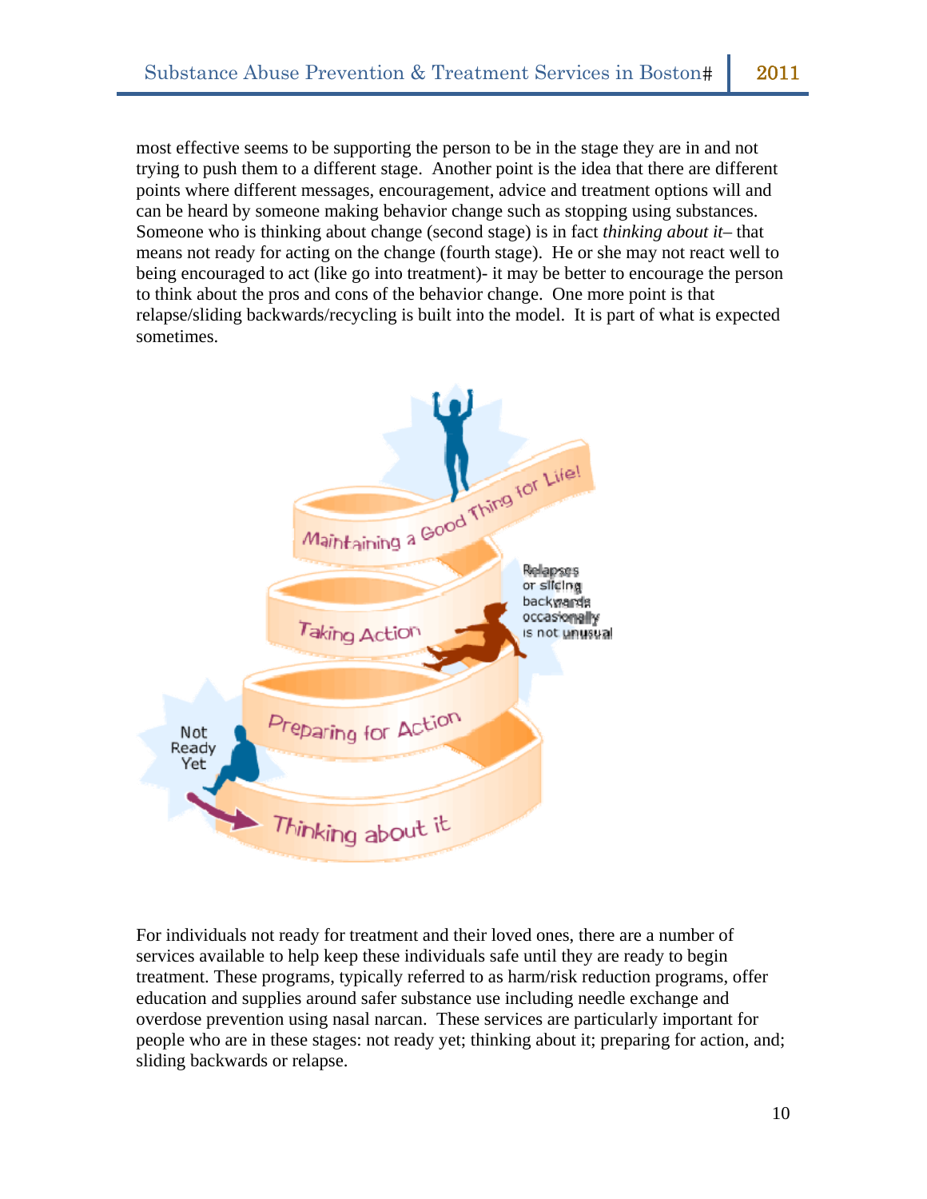most effective seems to be supporting the person to be in the stage they are in and not trying to push them to a different stage. Another point is the idea that there are different points where different messages, encouragement, advice and treatment options will and can be heard by someone making behavior change such as stopping using substances. Someone who is thinking about change (second stage) is in fact *thinking about it*– that means not ready for acting on the change (fourth stage). He or she may not react well to being encouraged to act (like go into treatment)- it may be better to encourage the person to think about the pros and cons of the behavior change. One more point is that relapse/sliding backwards/recycling is built into the model. It is part of what is expected sometimes.

For individuals not ready for treatment and their loved ones, there are a number of services available to help keep these individuals safe until they are ready to begin treatment. These programs, typically referred to as harm/risk reduction programs, offer education and supplies around safer substance use including needle exchange and overdose prevention using nasal narcan. These services are particularly important for people who are in these stages: not ready yet; thinking about it; preparing for action, and; sliding backwards or relapse.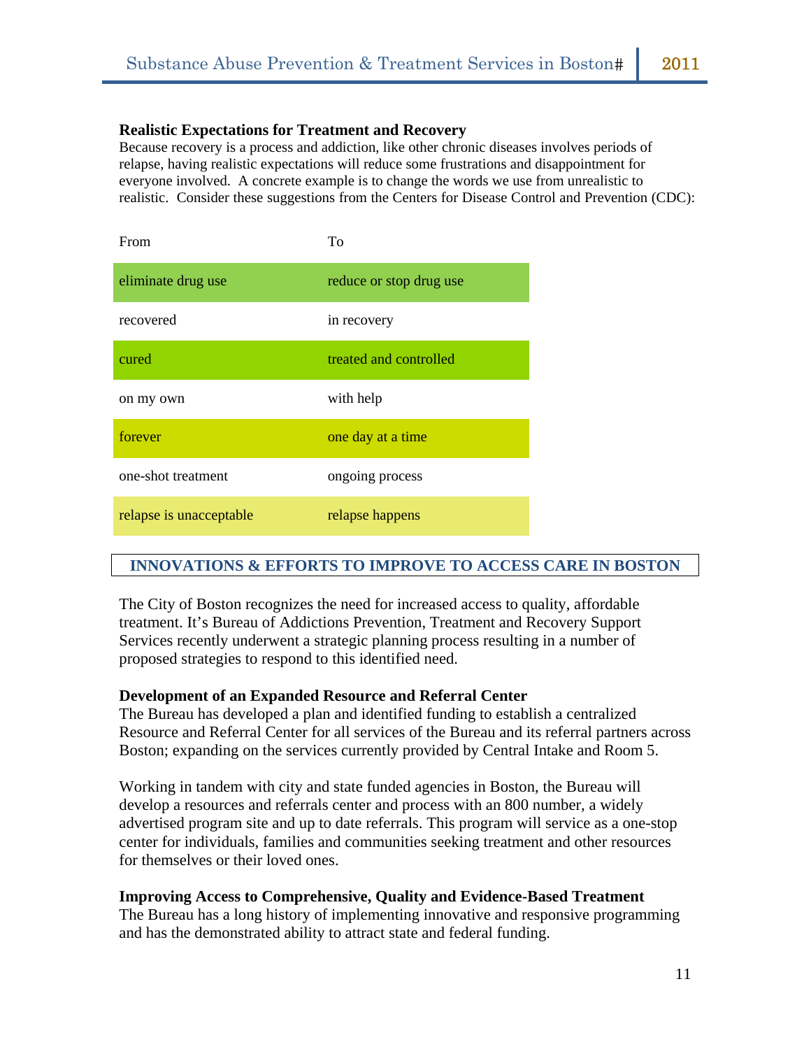**Realistic Expectations for Treatment and Recovery**

Because recovery is a process and addiction, like other chronic diseases involves periods of relapse, having realistic expectations will reduce some frustrations and disappointment for everyone involved. A concrete example is to change the words we use from unrealistic to realistic. Consider these suggestions from the Centers for Disease Control and Prevention (CDC):

| From | To |
|---|---|
| eliminate drug use | reduce or stop drug use |
| recovered | in recovery |
| cured | treated and controlled |
| on my own | with help |
| forever | one day at a time |
| one-shot treatment | ongoing process |
| relapse is unacceptable | relapse happens |

## INNOVATIONS & EFFORTS TO IMPROVE TO ACCESS CARE IN BOSTON

The City of Boston recognizes the need for increased access to quality, affordable treatment. It's Bureau of Addictions Prevention, Treatment and Recovery Support Services recently underwent a strategic planning process resulting in a number of proposed strategies to respond to this identified need.

**Development of an Expanded Resource and Referral Center**

The Bureau has developed a plan and identified funding to establish a centralized Resource and Referral Center for all services of the Bureau and its referral partners across Boston; expanding on the services currently provided by Central Intake and Room 5.

Working in tandem with city and state funded agencies in Boston, the Bureau will develop a resources and referrals center and process with an 800 number, a widely advertised program site and up to date referrals. This program will service as a one-stop center for individuals, families and communities seeking treatment and other resources for themselves or their loved ones.

**Improving Access to Comprehensive, Quality and Evidence-Based Treatment**

The Bureau has a long history of implementing innovative and responsive programming and has the demonstrated ability to attract state and federal funding.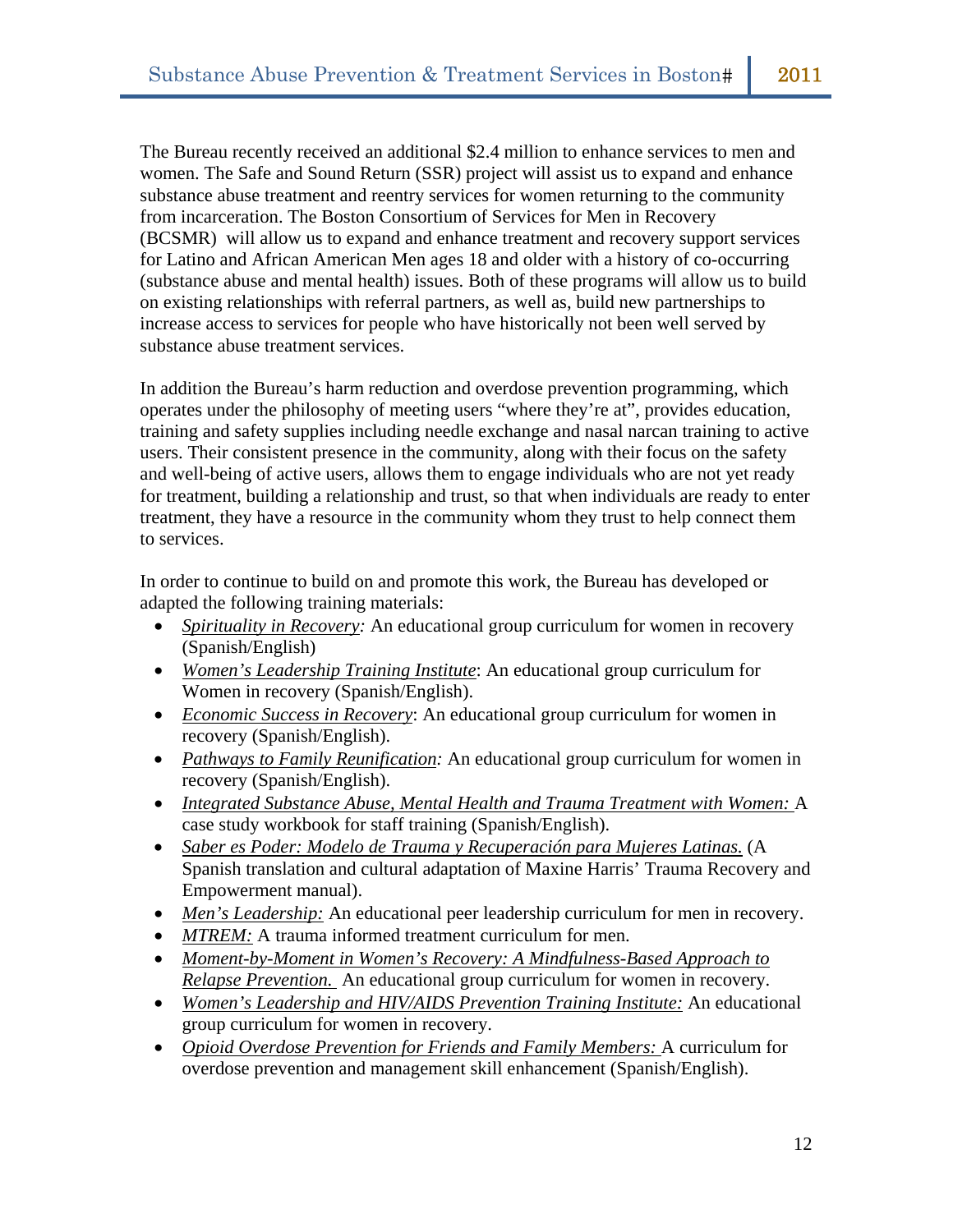The Bureau recently received an additional $2.4 million to enhance services to men and women. The Safe and Sound Return (SSR) project will assist us to expand and enhance substance abuse treatment and reentry services for women returning to the community from incarceration. The Boston Consortium of Services for Men in Recovery (BCSMR) will allow us to expand and enhance treatment and recovery support services for Latino and African American Men ages 18 and older with a history of co-occurring (substance abuse and mental health) issues. Both of these programs will allow us to build on existing relationships with referral partners, as well as, build new partnerships to increase access to services for people who have historically not been well served by substance abuse treatment services.

In addition the Bureau's harm reduction and overdose prevention programming, which operates under the philosophy of meeting users "where they're at", provides education, training and safety supplies including needle exchange and nasal narcan training to active users. Their consistent presence in the community, along with their focus on the safety and well-being of active users, allows them to engage individuals who are not yet ready for treatment, building a relationship and trust, so that when individuals are ready to enter treatment, they have a resource in the community whom they trust to help connect them to services.

In order to continue to build on and promote this work, the Bureau has developed or adapted the following training materials:

- *Spirituality in Recovery:* An educational group curriculum for women in recovery (Spanish/English)
- *Women's Leadership Training Institute*: An educational group curriculum for Women in recovery (Spanish/English).
- *Economic Success in Recovery*: An educational group curriculum for women in recovery (Spanish/English).
- *Pathways to Family Reunification:* An educational group curriculum for women in recovery (Spanish/English).
- *Integrated Substance Abuse, Mental Health and Trauma Treatment with Women:* A case study workbook for staff training (Spanish/English).
- *Saber es Poder: Modelo de Trauma y Recuperación para Mujeres Latinas.* (A Spanish translation and cultural adaptation of Maxine Harris' Trauma Recovery and Empowerment manual).
- *Men's Leadership:* An educational peer leadership curriculum for men in recovery.
- *MTREM:* A trauma informed treatment curriculum for men.
- *Moment-by-Moment in Women's Recovery: A Mindfulness-Based Approach to Relapse Prevention.* An educational group curriculum for women in recovery.
- *Women's Leadership and HIV/AIDS Prevention Training Institute:* An educational group curriculum for women in recovery.
- *Opioid Overdose Prevention for Friends and Family Members:* A curriculum for overdose prevention and management skill enhancement (Spanish/English).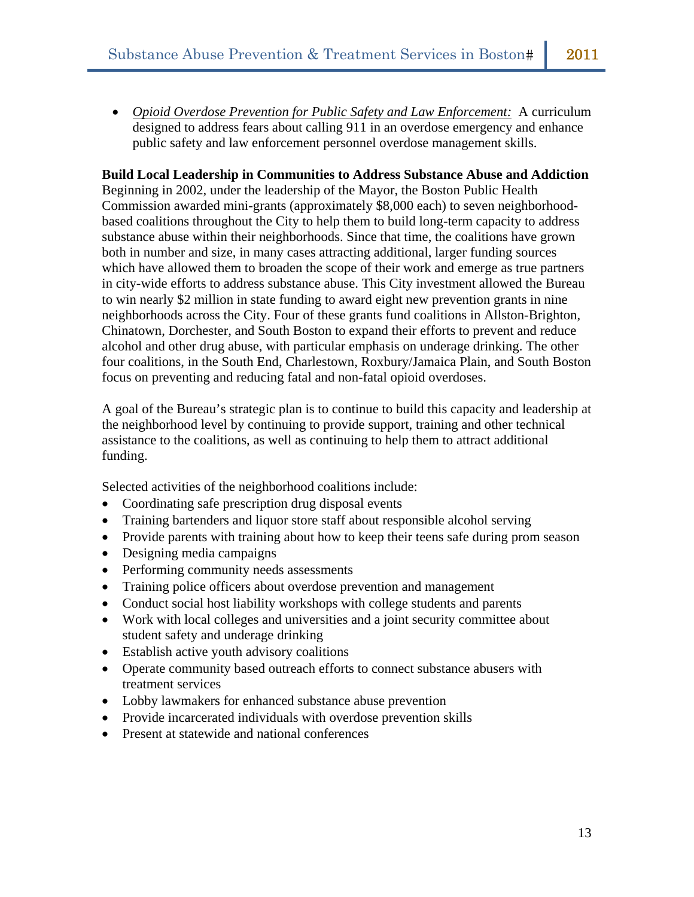- *Opioid Overdose Prevention for Public Safety and Law Enforcement:* A curriculum designed to address fears about calling 911 in an overdose emergency and enhance public safety and law enforcement personnel overdose management skills.

**Build Local Leadership in Communities to Address Substance Abuse and Addiction**
Beginning in 2002, under the leadership of the Mayor, the Boston Public Health Commission awarded mini-grants (approximately $8,000 each) to seven neighborhood-based coalitions throughout the City to help them to build long-term capacity to address substance abuse within their neighborhoods. Since that time, the coalitions have grown both in number and size, in many cases attracting additional, larger funding sources which have allowed them to broaden the scope of their work and emerge as true partners in city-wide efforts to address substance abuse. This City investment allowed the Bureau to win nearly $2 million in state funding to award eight new prevention grants in nine neighborhoods across the City. Four of these grants fund coalitions in Allston-Brighton, Chinatown, Dorchester, and South Boston to expand their efforts to prevent and reduce alcohol and other drug abuse, with particular emphasis on underage drinking. The other four coalitions, in the South End, Charlestown, Roxbury/Jamaica Plain, and South Boston focus on preventing and reducing fatal and non-fatal opioid overdoses.

A goal of the Bureau's strategic plan is to continue to build this capacity and leadership at the neighborhood level by continuing to provide support, training and other technical assistance to the coalitions, as well as continuing to help them to attract additional funding.

Selected activities of the neighborhood coalitions include:

- Coordinating safe prescription drug disposal events
- Training bartenders and liquor store staff about responsible alcohol serving
- Provide parents with training about how to keep their teens safe during prom season
- Designing media campaigns
- Performing community needs assessments
- Training police officers about overdose prevention and management
- Conduct social host liability workshops with college students and parents
- Work with local colleges and universities and a joint security committee about student safety and underage drinking
- Establish active youth advisory coalitions
- Operate community based outreach efforts to connect substance abusers with treatment services
- Lobby lawmakers for enhanced substance abuse prevention
- Provide incarcerated individuals with overdose prevention skills
- Present at statewide and national conferences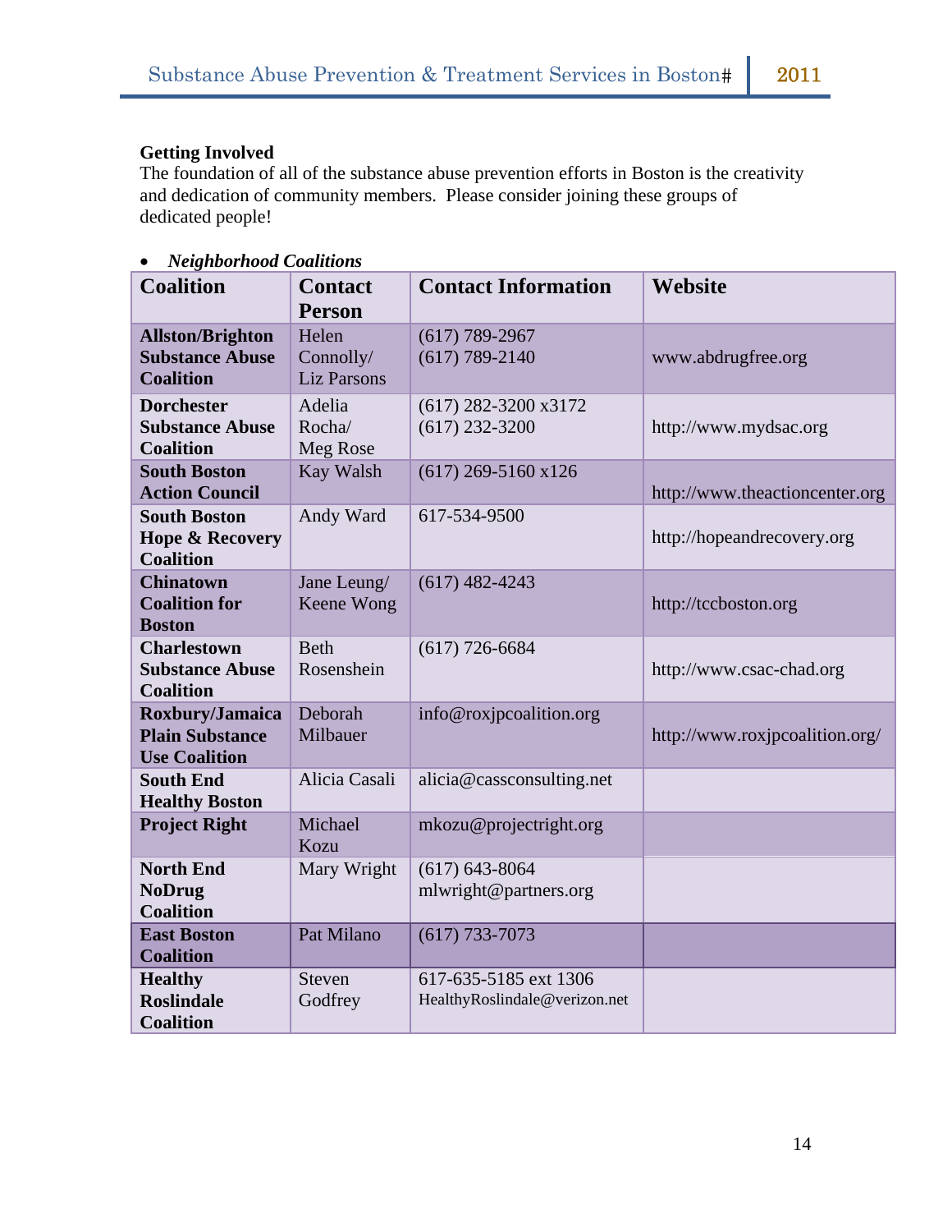**Getting Involved**

The foundation of all of the substance abuse prevention efforts in Boston is the creativity and dedication of community members. Please consider joining these groups of dedicated people!

- ***Neighborhood Coalitions***

| Coalition | Contact Person | Contact Information | Website |
|---|---|---|---|
| **Allston/Brighton Substance Abuse Coalition** | Helen Connolly/ Liz Parsons | (617) 789-2967 (617) 789-2140 | www.abdrugfree.org |
| **Dorchester Substance Abuse Coalition** | Adelia Rocha/ Meg Rose | (617) 282-3200 x3172 (617) 232-3200 | http://www.mydsac.org |
| **South Boston Action Council** | Kay Walsh | (617) 269-5160 x126 | http://www.theactioncenter.org |
| **South Boston Hope & Recovery Coalition** | Andy Ward | 617-534-9500 | http://hopeandrecovery.org |
| **Chinatown Coalition for Boston** | Jane Leung/ Keene Wong | (617) 482-4243 | http://tccboston.org |
| **Charlestown Substance Abuse Coalition** | Beth Rosenshein | (617) 726-6684 | http://www.csac-chad.org |
| **Roxbury/Jamaica Plain Substance Use Coalition** | Deborah Milbauer | info@roxjpcoalition.org | http://www.roxjpcoalition.org/ |
| **South End Healthy Boston** | Alicia Casali | alicia@cassconsulting.net | |
| **Project Right** | Michael Kozu | mkozu@projectright.org | |
| **North End NoDrug Coalition** | Mary Wright | (617) 643-8064 mlwright@partners.org | |
| **East Boston Coalition** | Pat Milano | (617) 733-7073 | |
| **Healthy Roslindale Coalition** | Steven Godfrey | 617-635-5185 ext 1306 HealthyRoslindale@verizon.net | |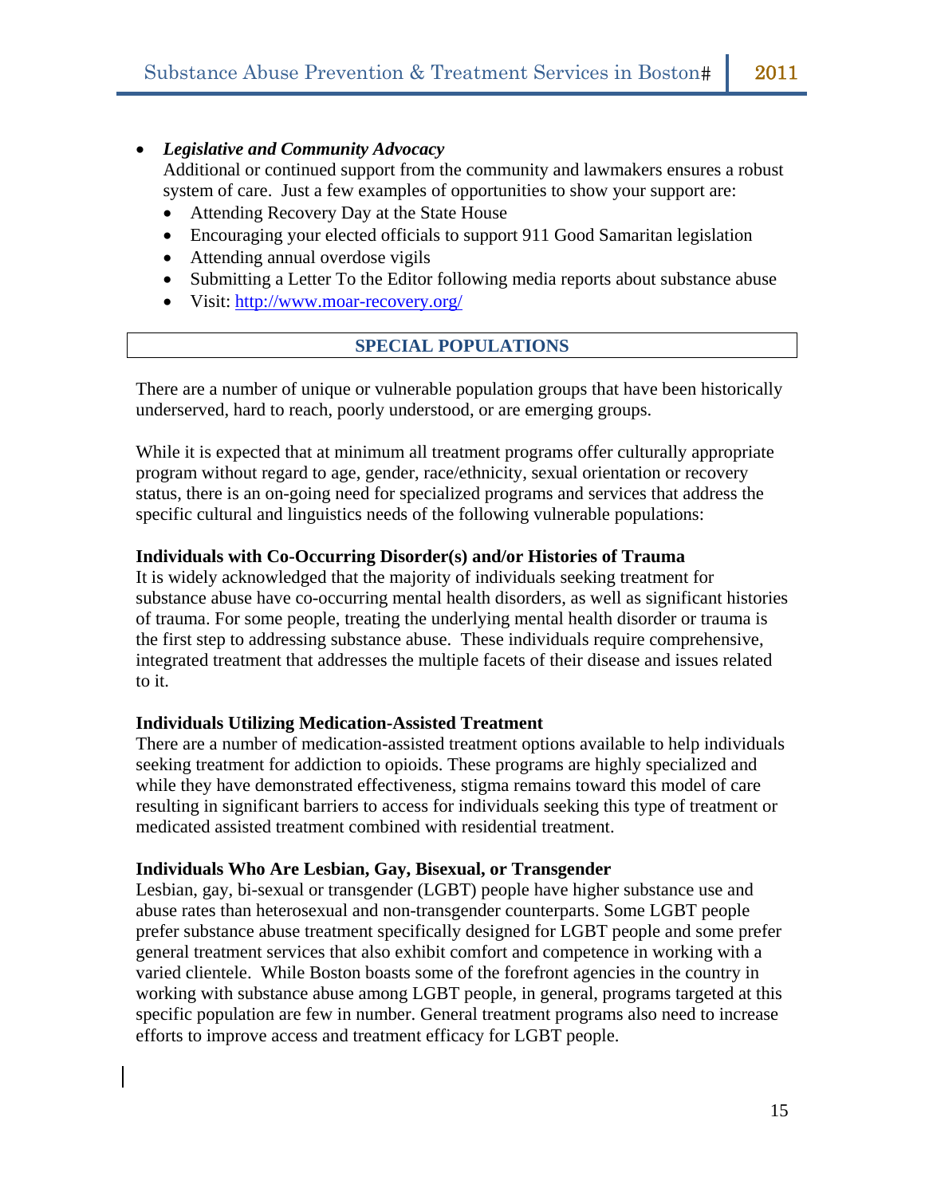- ***Legislative and Community Advocacy***
  Additional or continued support from the community and lawmakers ensures a robust system of care. Just a few examples of opportunities to show your support are:
  - Attending Recovery Day at the State House
  - Encouraging your elected officials to support 911 Good Samaritan legislation
  - Attending annual overdose vigils
  - Submitting a Letter To the Editor following media reports about substance abuse
  - Visit: http://www.moar-recovery.org/

## SPECIAL POPULATIONS

There are a number of unique or vulnerable population groups that have been historically underserved, hard to reach, poorly understood, or are emerging groups.

While it is expected that at minimum all treatment programs offer culturally appropriate program without regard to age, gender, race/ethnicity, sexual orientation or recovery status, there is an on-going need for specialized programs and services that address the specific cultural and linguistics needs of the following vulnerable populations:

**Individuals with Co-Occurring Disorder(s) and/or Histories of Trauma**
It is widely acknowledged that the majority of individuals seeking treatment for substance abuse have co-occurring mental health disorders, as well as significant histories of trauma. For some people, treating the underlying mental health disorder or trauma is the first step to addressing substance abuse. These individuals require comprehensive, integrated treatment that addresses the multiple facets of their disease and issues related to it.

**Individuals Utilizing Medication-Assisted Treatment**
There are a number of medication-assisted treatment options available to help individuals seeking treatment for addiction to opioids. These programs are highly specialized and while they have demonstrated effectiveness, stigma remains toward this model of care resulting in significant barriers to access for individuals seeking this type of treatment or medicated assisted treatment combined with residential treatment.

**Individuals Who Are Lesbian, Gay, Bisexual, or Transgender**
Lesbian, gay, bi-sexual or transgender (LGBT) people have higher substance use and abuse rates than heterosexual and non-transgender counterparts. Some LGBT people prefer substance abuse treatment specifically designed for LGBT people and some prefer general treatment services that also exhibit comfort and competence in working with a varied clientele. While Boston boasts some of the forefront agencies in the country in working with substance abuse among LGBT people, in general, programs targeted at this specific population are few in number. General treatment programs also need to increase efforts to improve access and treatment efficacy for LGBT people.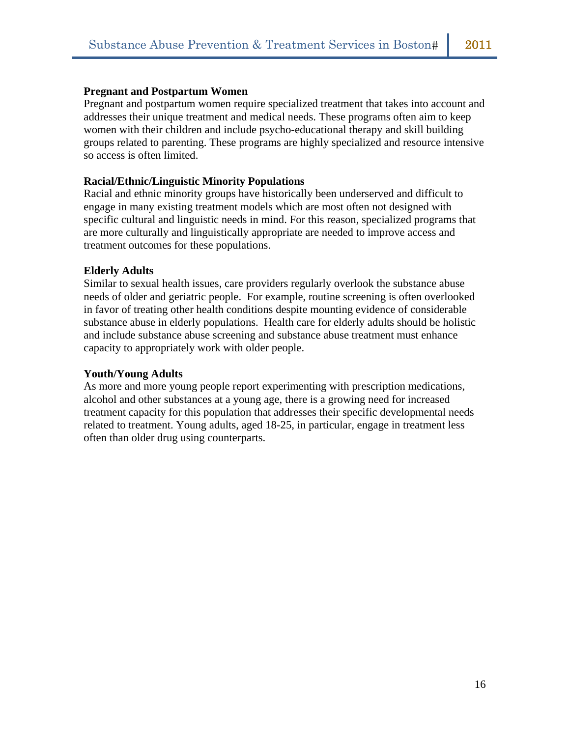**Pregnant and Postpartum Women**

Pregnant and postpartum women require specialized treatment that takes into account and addresses their unique treatment and medical needs. These programs often aim to keep women with their children and include psycho-educational therapy and skill building groups related to parenting. These programs are highly specialized and resource intensive so access is often limited.

**Racial/Ethnic/Linguistic Minority Populations**

Racial and ethnic minority groups have historically been underserved and difficult to engage in many existing treatment models which are most often not designed with specific cultural and linguistic needs in mind. For this reason, specialized programs that are more culturally and linguistically appropriate are needed to improve access and treatment outcomes for these populations.

**Elderly Adults**

Similar to sexual health issues, care providers regularly overlook the substance abuse needs of older and geriatric people. For example, routine screening is often overlooked in favor of treating other health conditions despite mounting evidence of considerable substance abuse in elderly populations. Health care for elderly adults should be holistic and include substance abuse screening and substance abuse treatment must enhance capacity to appropriately work with older people.

**Youth/Young Adults**

As more and more young people report experimenting with prescription medications, alcohol and other substances at a young age, there is a growing need for increased treatment capacity for this population that addresses their specific developmental needs related to treatment. Young adults, aged 18-25, in particular, engage in treatment less often than older drug using counterparts.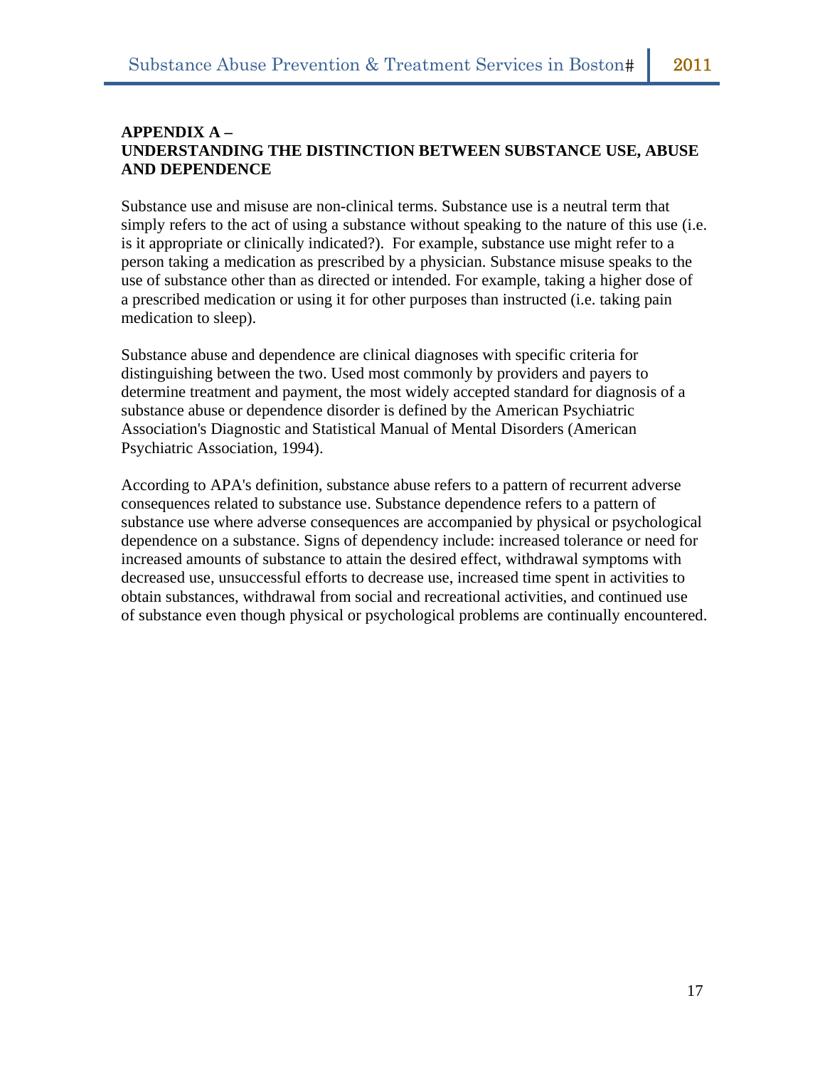## APPENDIX A – UNDERSTANDING THE DISTINCTION BETWEEN SUBSTANCE USE, ABUSE AND DEPENDENCE

Substance use and misuse are non-clinical terms. Substance use is a neutral term that simply refers to the act of using a substance without speaking to the nature of this use (i.e. is it appropriate or clinically indicated?). For example, substance use might refer to a person taking a medication as prescribed by a physician. Substance misuse speaks to the use of substance other than as directed or intended. For example, taking a higher dose of a prescribed medication or using it for other purposes than instructed (i.e. taking pain medication to sleep).

Substance abuse and dependence are clinical diagnoses with specific criteria for distinguishing between the two. Used most commonly by providers and payers to determine treatment and payment, the most widely accepted standard for diagnosis of a substance abuse or dependence disorder is defined by the American Psychiatric Association's Diagnostic and Statistical Manual of Mental Disorders (American Psychiatric Association, 1994).

According to APA's definition, substance abuse refers to a pattern of recurrent adverse consequences related to substance use. Substance dependence refers to a pattern of substance use where adverse consequences are accompanied by physical or psychological dependence on a substance. Signs of dependency include: increased tolerance or need for increased amounts of substance to attain the desired effect, withdrawal symptoms with decreased use, unsuccessful efforts to decrease use, increased time spent in activities to obtain substances, withdrawal from social and recreational activities, and continued use of substance even though physical or psychological problems are continually encountered.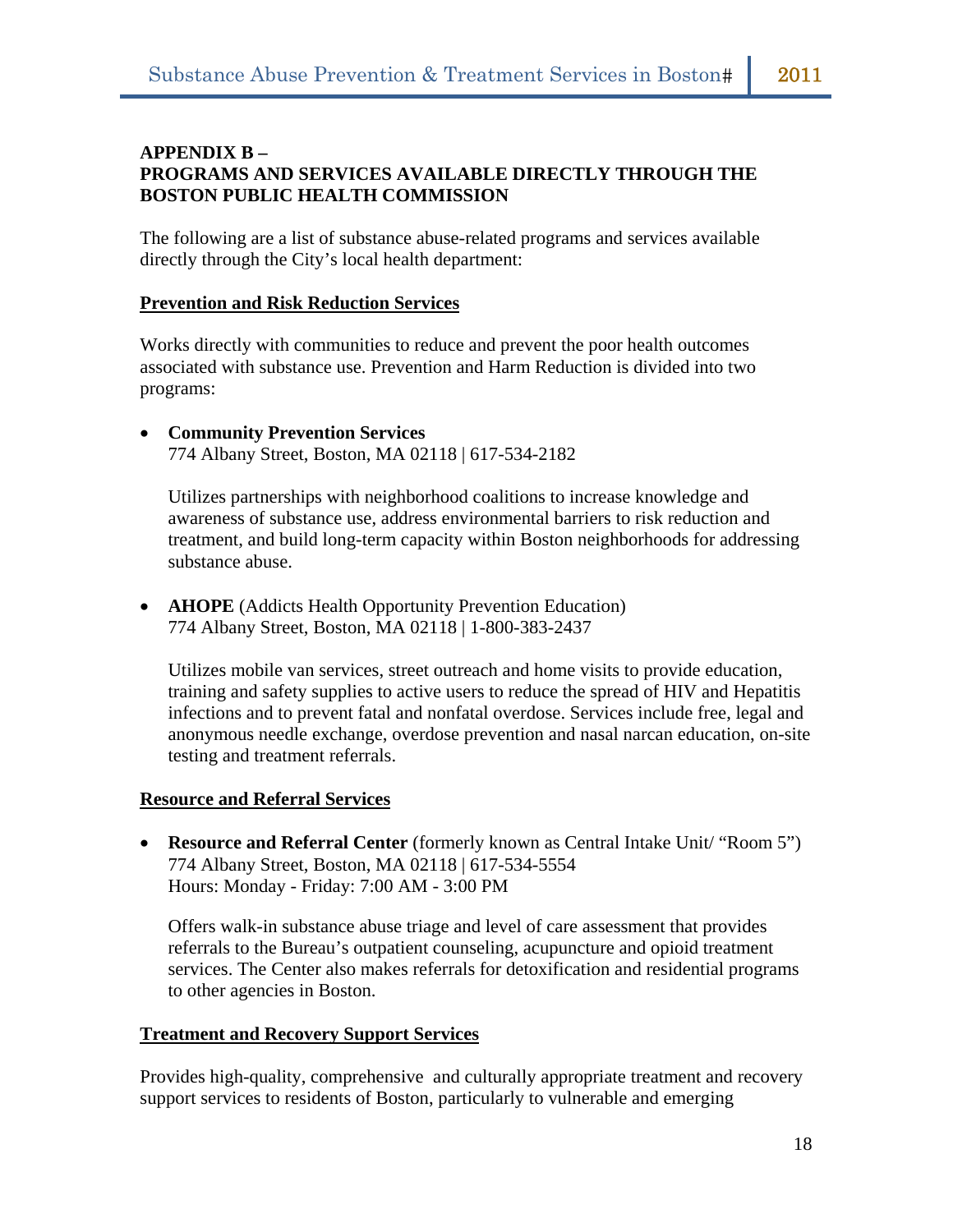## APPENDIX B – PROGRAMS AND SERVICES AVAILABLE DIRECTLY THROUGH THE BOSTON PUBLIC HEALTH COMMISSION

The following are a list of substance abuse-related programs and services available directly through the City's local health department:

### Prevention and Risk Reduction Services

Works directly with communities to reduce and prevent the poor health outcomes associated with substance use. Prevention and Harm Reduction is divided into two programs:

- **Community Prevention Services**
  774 Albany Street, Boston, MA 02118 | 617-534-2182

  Utilizes partnerships with neighborhood coalitions to increase knowledge and awareness of substance use, address environmental barriers to risk reduction and treatment, and build long-term capacity within Boston neighborhoods for addressing substance abuse.

- **AHOPE** (Addicts Health Opportunity Prevention Education)
  774 Albany Street, Boston, MA 02118 | 1-800-383-2437

  Utilizes mobile van services, street outreach and home visits to provide education, training and safety supplies to active users to reduce the spread of HIV and Hepatitis infections and to prevent fatal and nonfatal overdose. Services include free, legal and anonymous needle exchange, overdose prevention and nasal narcan education, on-site testing and treatment referrals.

### Resource and Referral Services

- **Resource and Referral Center** (formerly known as Central Intake Unit/ "Room 5")
  774 Albany Street, Boston, MA 02118 | 617-534-5554
  Hours: Monday - Friday: 7:00 AM - 3:00 PM

  Offers walk-in substance abuse triage and level of care assessment that provides referrals to the Bureau's outpatient counseling, acupuncture and opioid treatment services. The Center also makes referrals for detoxification and residential programs to other agencies in Boston.

### Treatment and Recovery Support Services

Provides high-quality, comprehensive and culturally appropriate treatment and recovery support services to residents of Boston, particularly to vulnerable and emerging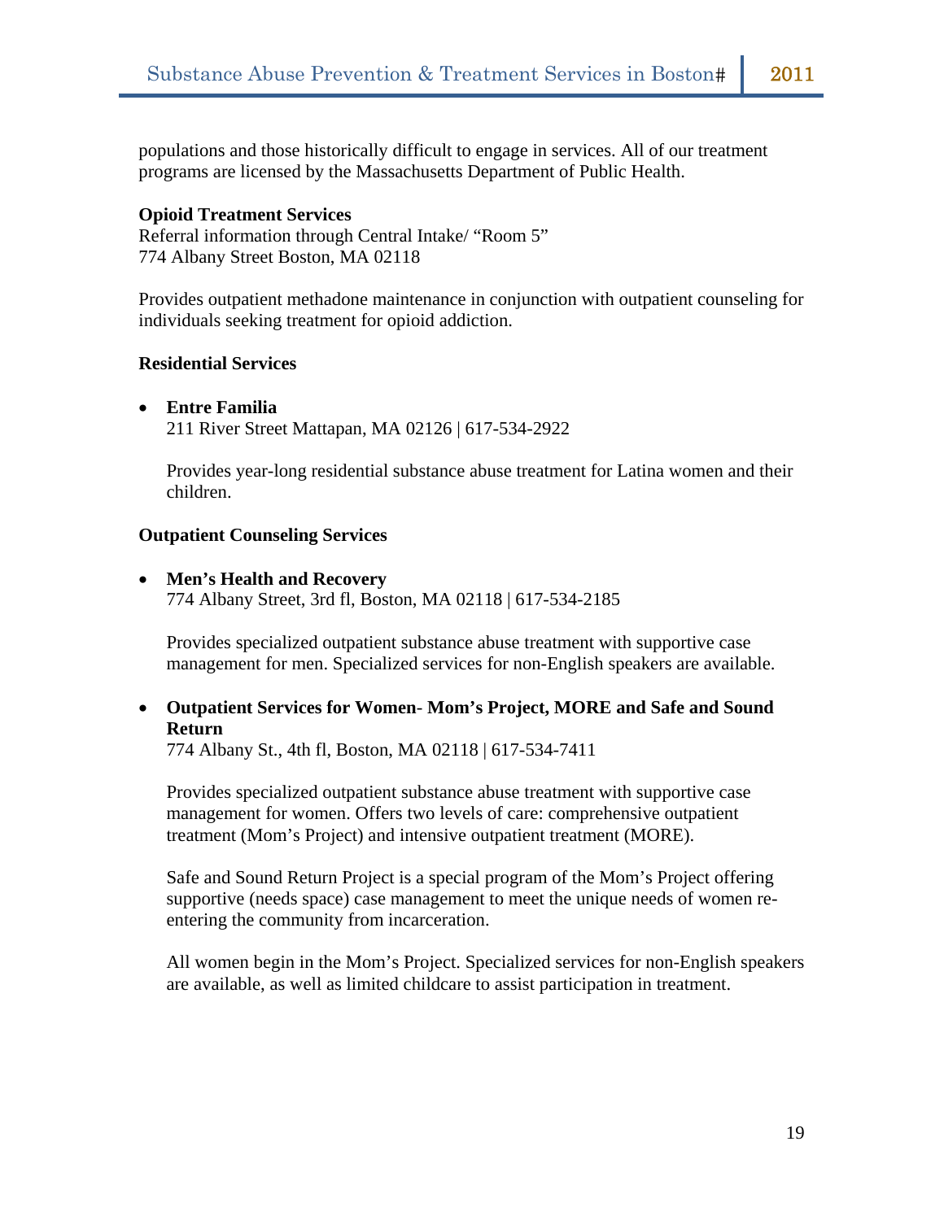populations and those historically difficult to engage in services. All of our treatment programs are licensed by the Massachusetts Department of Public Health.

**Opioid Treatment Services**
Referral information through Central Intake/ "Room 5"
774 Albany Street Boston, MA 02118

Provides outpatient methadone maintenance in conjunction with outpatient counseling for individuals seeking treatment for opioid addiction.

**Residential Services**

- **Entre Familia**
  211 River Street Mattapan, MA 02126 | 617-534-2922

  Provides year-long residential substance abuse treatment for Latina women and their children.

**Outpatient Counseling Services**

- **Men's Health and Recovery**
  774 Albany Street, 3rd fl, Boston, MA 02118 | 617-534-2185

  Provides specialized outpatient substance abuse treatment with supportive case management for men. Specialized services for non-English speakers are available.

- **Outpatient Services for Women- Mom's Project, MORE and Safe and Sound Return**
  774 Albany St., 4th fl, Boston, MA 02118 | 617-534-7411

  Provides specialized outpatient substance abuse treatment with supportive case management for women. Offers two levels of care: comprehensive outpatient treatment (Mom's Project) and intensive outpatient treatment (MORE).

  Safe and Sound Return Project is a special program of the Mom's Project offering supportive (needs space) case management to meet the unique needs of women re-entering the community from incarceration.

  All women begin in the Mom's Project. Specialized services for non-English speakers are available, as well as limited childcare to assist participation in treatment.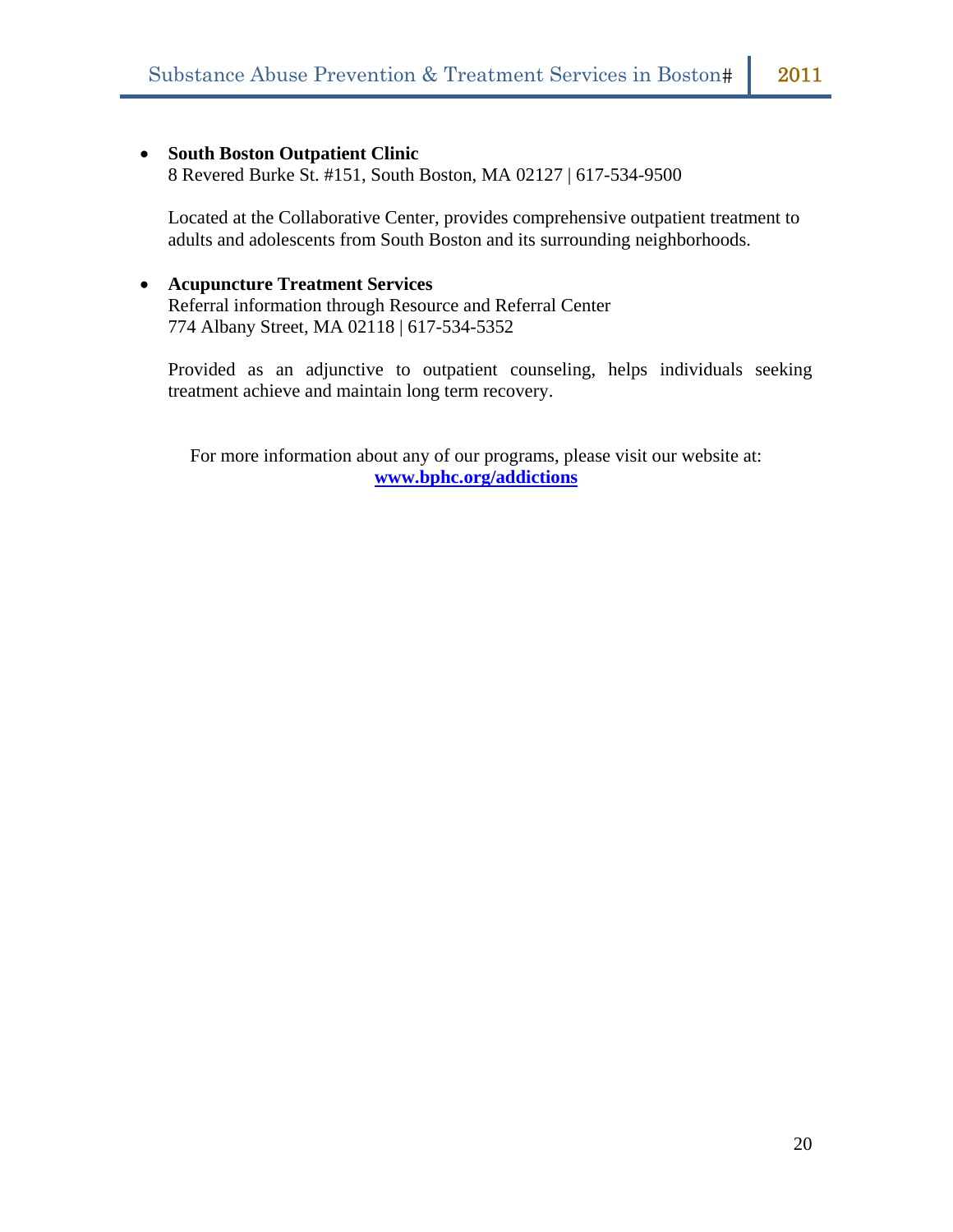- **South Boston Outpatient Clinic**
  8 Revered Burke St. #151, South Boston, MA 02127 | 617-534-9500

  Located at the Collaborative Center, provides comprehensive outpatient treatment to adults and adolescents from South Boston and its surrounding neighborhoods.

- **Acupuncture Treatment Services**
  Referral information through Resource and Referral Center
  774 Albany Street, MA 02118 | 617-534-5352

  Provided as an adjunctive to outpatient counseling, helps individuals seeking treatment achieve and maintain long term recovery.

For more information about any of our programs, please visit our website at:
**www.bphc.org/addictions**